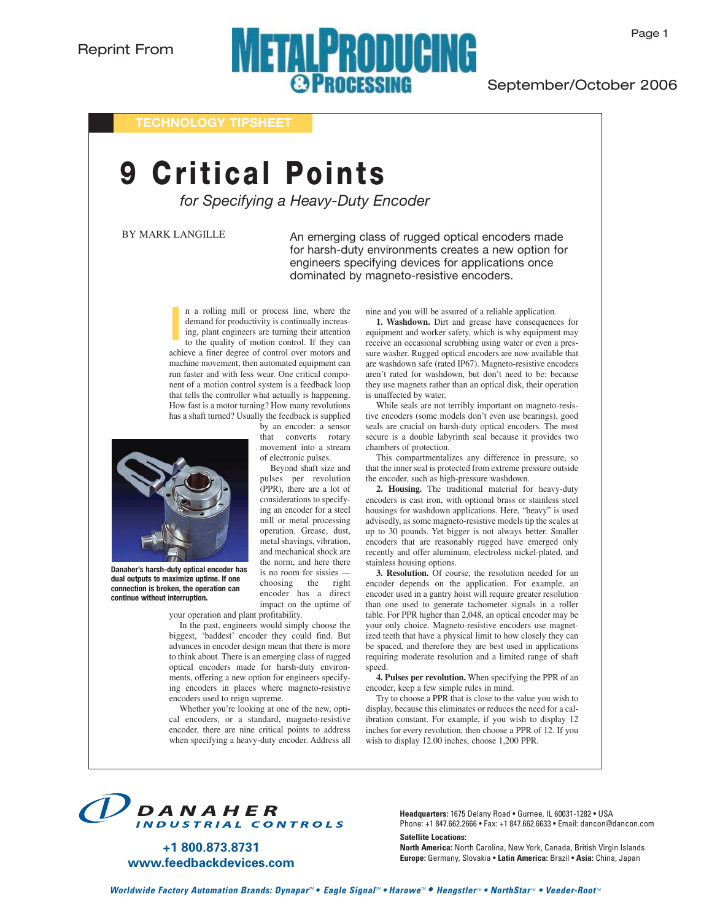Reprint From Metal Producing & Processing — September/October 2006

TECHNOLOGY TIPSHEET

# 9 Critical Points

## *for Specifying a Heavy-Duty Encoder*

BY MARK LANGILLE

An emerging class of rugged optical encoders made for harsh-duty environments creates a new option for engineers specifying devices for applications once dominated by magneto-resistive encoders.

In a rolling mill or process line, where the demand for productivity is continually increasing, plant engineers are turning their attention to the quality of motion control. If they can achieve a finer degree of control over motors and machine movement, then automated equipment can run faster and with less wear. One critical component of a motion control system is a feedback loop that tells the controller what actually is happening. How fast is a motor turning? How many revolutions has a shaft turned? Usually the feedback is supplied by an encoder: a sensor that converts rotary movement into a stream of electronic pulses.

Beyond shaft size and pulses per revolution (PPR), there are a lot of considerations to specifying an encoder for a steel mill or metal processing operation. Grease, dust, metal shavings, vibration, and mechanical shock are the norm, and here there is no room for sissies — choosing the right encoder has a direct impact on the uptime of your operation and plant profitability.

**Danaher's harsh-duty optical encoder has dual outputs to maximize uptime. If one connection is broken, the operation can continue without interruption.**

In the past, engineers would simply choose the biggest, 'baddest' encoder they could find. But advances in encoder design mean that there is more to think about. There is an emerging class of rugged optical encoders made for harsh-duty environments, offering a new option for engineers specifying encoders in places where magneto-resistive encoders used to reign supreme.

Whether you're looking at one of the new, optical encoders, or a standard, magneto-resistive encoder, there are nine critical points to address when specifying a heavy-duty encoder. Address all nine and you will be assured of a reliable application.

**1. Washdown.** Dirt and grease have consequences for equipment and worker safety, which is why equipment may receive an occasional scrubbing using water or even a pressure washer. Rugged optical encoders are now available that are washdown safe (rated IP67). Magneto-resistive encoders aren't rated for washdown, but don't need to be: because they use magnets rather than an optical disk, their operation is unaffected by water.

While seals are not terribly important on magneto-resistive encoders (some models don't even use bearings), good seals are crucial on harsh-duty optical encoders. The most secure is a double labyrinth seal because it provides two chambers of protection.

This compartmentalizes any difference in pressure, so that the inner seal is protected from extreme pressure outside the encoder, such as high-pressure washdown.

**2. Housing.** The traditional material for heavy-duty encoders is cast iron, with optional brass or stainless steel housings for washdown applications. Here, "heavy" is used advisedly, as some magneto-resistive models tip the scales at up to 30 pounds. Yet bigger is not always better. Smaller encoders that are reasonably rugged have emerged only recently and offer aluminum, electroless nickel-plated, and stainless housing options.

**3. Resolution.** Of course, the resolution needed for an encoder depends on the application. For example, an encoder used in a gantry hoist will require greater resolution than one used to generate tachometer signals in a roller table. For PPR higher than 2,048, an optical encoder may be your only choice. Magneto-resistive encoders use magnetized teeth that have a physical limit to how closely they can be spaced, and therefore they are best used in applications requiring moderate resolution and a limited range of shaft speed.

**4. Pulses per revolution.** When specifying the PPR of an encoder, keep a few simple rules in mind.

Try to choose a PPR that is close to the value you wish to display, because this eliminates or reduces the need for a calibration constant. For example, if you wish to display 12 inches for every revolution, then choose a PPR of 12. If you wish to display 12.00 inches, choose 1,200 PPR.

DANAHER INDUSTRIAL CONTROLS

+1 800.873.8731
www.feedbackdevices.com

**Headquarters:** 1675 Delany Road • Gurnee, IL 60031-1282 • USA
Phone: +1 847.662.2666 • Fax: +1 847.662.6633 • Email: dancon@dancon.com

**Satellite Locations:**
**North America:** North Carolina, New York, Canada, British Virgin Islands
**Europe:** Germany, Slovakia • **Latin America:** Brazil • **Asia:** China, Japan

*Worldwide Factory Automation Brands: Dynapar™ • Eagle Signal™ • Harowe™ • Hengstler™ • NorthStar™ • Veeder-Root™*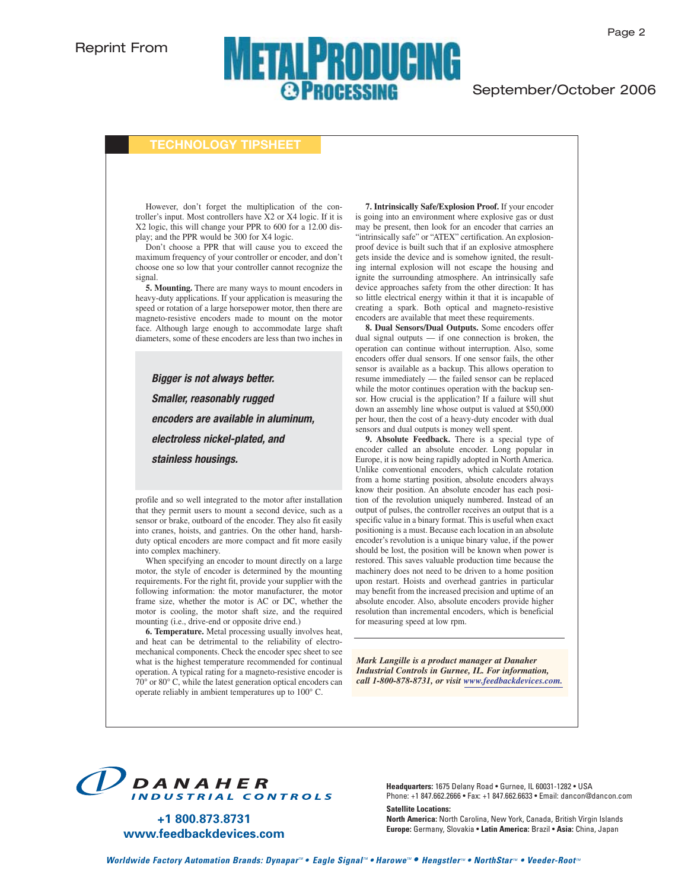Reprint From METALPRODUCING & PROCESSING September/October 2006

## TECHNOLOGY TIPSHEET

However, don't forget the multiplication of the controller's input. Most controllers have X2 or X4 logic. If it is X2 logic, this will change your PPR to 600 for a 12.00 display; and the PPR would be 300 for X4 logic.

Don't choose a PPR that will cause you to exceed the maximum frequency of your controller or encoder, and don't choose one so low that your controller cannot recognize the signal.

**5. Mounting.** There are many ways to mount encoders in heavy-duty applications. If your application is measuring the speed or rotation of a large horsepower motor, then there are magneto-resistive encoders made to mount on the motor face. Although large enough to accommodate large shaft diameters, some of these encoders are less than two inches in profile and so well integrated to the motor after installation that they permit users to mount a second device, such as a sensor or brake, outboard of the encoder. They also fit easily into cranes, hoists, and gantries. On the other hand, harsh-duty optical encoders are more compact and fit more easily into complex machinery.

> ***Bigger is not always better. Smaller, reasonably rugged encoders are available in aluminum, electroless nickel-plated, and stainless housings.***

When specifying an encoder to mount directly on a large motor, the style of encoder is determined by the mounting requirements. For the right fit, provide your supplier with the following information: the motor manufacturer, the motor frame size, whether the motor is AC or DC, whether the motor is cooling, the motor shaft size, and the required mounting (i.e., drive-end or opposite drive end.)

**6. Temperature.** Metal processing usually involves heat, and heat can be detrimental to the reliability of electromechanical components. Check the encoder spec sheet to see what is the highest temperature recommended for continual operation. A typical rating for a magneto-resistive encoder is 70° or 80° C, while the latest generation optical encoders can operate reliably in ambient temperatures up to 100° C.

**7. Intrinsically Safe/Explosion Proof.** If your encoder is going into an environment where explosive gas or dust may be present, then look for an encoder that carries an "intrinsically safe" or "ATEX" certification. An explosion-proof device is built such that if an explosive atmosphere gets inside the device and is somehow ignited, the resulting internal explosion will not escape the housing and ignite the surrounding atmosphere. An intrinsically safe device approaches safety from the other direction: It has so little electrical energy within it that it is incapable of creating a spark. Both optical and magneto-resistive encoders are available that meet these requirements.

**8. Dual Sensors/Dual Outputs.** Some encoders offer dual signal outputs — if one connection is broken, the operation can continue without interruption. Also, some encoders offer dual sensors. If one sensor fails, the other sensor is available as a backup. This allows operation to resume immediately — the failed sensor can be replaced while the motor continues operation with the backup sensor. How crucial is the application? If a failure will shut down an assembly line whose output is valued at $50,000 per hour, then the cost of a heavy-duty encoder with dual sensors and dual outputs is money well spent.

**9. Absolute Feedback.** There is a special type of encoder called an absolute encoder. Long popular in Europe, it is now being rapidly adopted in North America. Unlike conventional encoders, which calculate rotation from a home starting position, absolute encoders always know their position. An absolute encoder has each position of the revolution uniquely numbered. Instead of an output of pulses, the controller receives an output that is a specific value in a binary format. This is useful when exact positioning is a must. Because each location in an absolute encoder's revolution is a unique binary value, if the power should be lost, the position will be known when power is restored. This saves valuable production time because the machinery does not need to be driven to a home position upon restart. Hoists and overhead gantries in particular may benefit from the increased precision and uptime of an absolute encoder. Also, absolute encoders provide higher resolution than incremental encoders, which is beneficial for measuring speed at low rpm.

---

***Mark Langille is a product manager at Danaher Industrial Controls in Gurnee, IL. For information, call 1-800-878-8731, or visit www.feedbackdevices.com.***

DANAHER INDUSTRIAL CONTROLS

+1 800.873.8731
www.feedbackdevices.com

**Headquarters:** 1675 Delany Road • Gurnee, IL 60031-1282 • USA
Phone: +1 847.662.2666 • Fax: +1 847.662.6633 • Email: dancon@dancon.com

**Satellite Locations:**
**North America:** North Carolina, New York, Canada, British Virgin Islands
**Europe:** Germany, Slovakia • **Latin America:** Brazil • **Asia:** China, Japan

*Worldwide Factory Automation Brands: Dynapar™ • Eagle Signal™ • Harowe™ • Hengstler™ • NorthStar™ • Veeder-Root™*